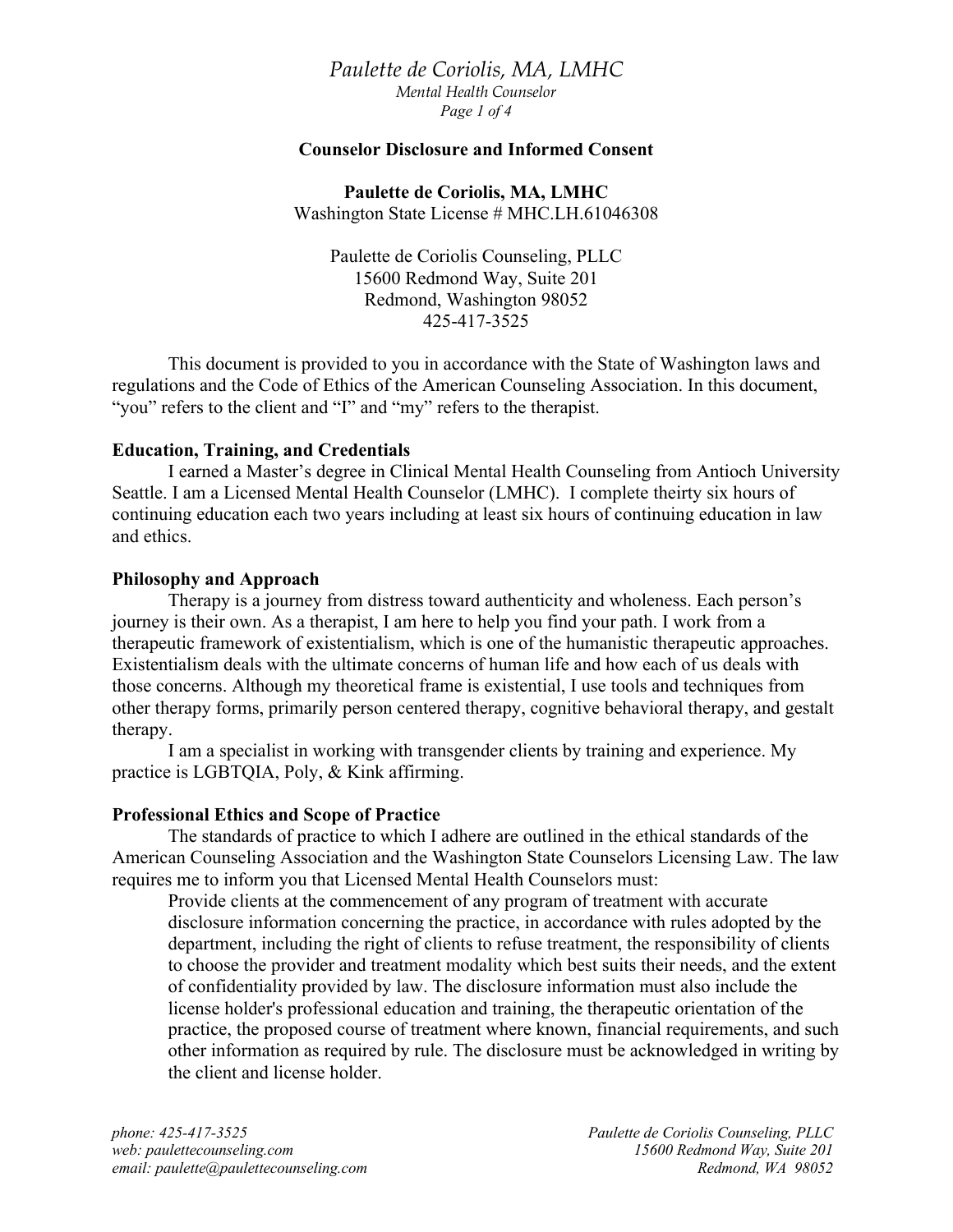## Counselor Disclosure and Informed Consent

**Paulette de Coriolis, MA, LMHC**
Washington State License # MHC.LH.61046308

Paulette de Coriolis Counseling, PLLC
15600 Redmond Way, Suite 201
Redmond, Washington 98052
425-417-3525

This document is provided to you in accordance with the State of Washington laws and regulations and the Code of Ethics of the American Counseling Association. In this document, "you" refers to the client and "I" and "my" refers to the therapist.

### Education, Training, and Credentials

I earned a Master's degree in Clinical Mental Health Counseling from Antioch University Seattle. I am a Licensed Mental Health Counselor (LMHC). I complete theirty six hours of continuing education each two years including at least six hours of continuing education in law and ethics.

### Philosophy and Approach

Therapy is a journey from distress toward authenticity and wholeness. Each person's journey is their own. As a therapist, I am here to help you find your path. I work from a therapeutic framework of existentialism, which is one of the humanistic therapeutic approaches. Existentialism deals with the ultimate concerns of human life and how each of us deals with those concerns. Although my theoretical frame is existential, I use tools and techniques from other therapy forms, primarily person centered therapy, cognitive behavioral therapy, and gestalt therapy.

I am a specialist in working with transgender clients by training and experience. My practice is LGBTQIA, Poly, & Kink affirming.

### Professional Ethics and Scope of Practice

The standards of practice to which I adhere are outlined in the ethical standards of the American Counseling Association and the Washington State Counselors Licensing Law. The law requires me to inform you that Licensed Mental Health Counselors must:

> Provide clients at the commencement of any program of treatment with accurate disclosure information concerning the practice, in accordance with rules adopted by the department, including the right of clients to refuse treatment, the responsibility of clients to choose the provider and treatment modality which best suits their needs, and the extent of confidentiality provided by law. The disclosure information must also include the license holder's professional education and training, the therapeutic orientation of the practice, the proposed course of treatment where known, financial requirements, and such other information as required by rule. The disclosure must be acknowledged in writing by the client and license holder.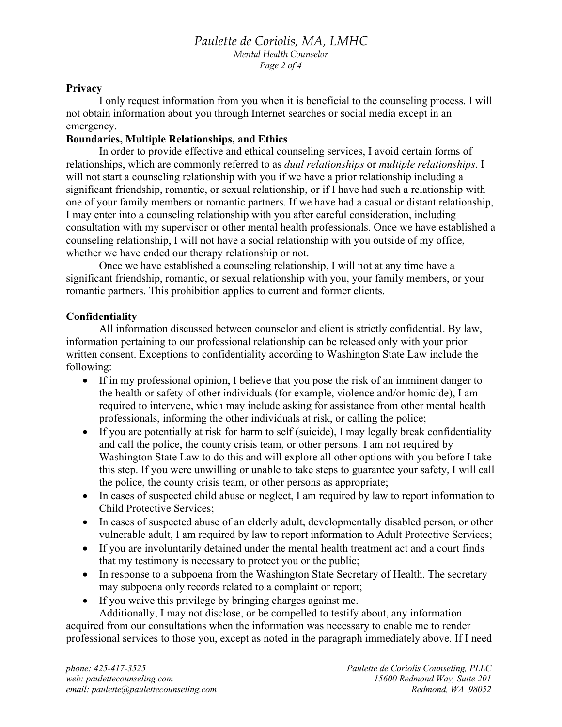**Privacy**

I only request information from you when it is beneficial to the counseling process. I will not obtain information about you through Internet searches or social media except in an emergency.

**Boundaries, Multiple Relationships, and Ethics**

In order to provide effective and ethical counseling services, I avoid certain forms of relationships, which are commonly referred to as *dual relationships* or *multiple relationships*. I will not start a counseling relationship with you if we have a prior relationship including a significant friendship, romantic, or sexual relationship, or if I have had such a relationship with one of your family members or romantic partners. If we have had a casual or distant relationship, I may enter into a counseling relationship with you after careful consideration, including consultation with my supervisor or other mental health professionals. Once we have established a counseling relationship, I will not have a social relationship with you outside of my office, whether we have ended our therapy relationship or not.

Once we have established a counseling relationship, I will not at any time have a significant friendship, romantic, or sexual relationship with you, your family members, or your romantic partners. This prohibition applies to current and former clients.

**Confidentiality**

All information discussed between counselor and client is strictly confidential. By law, information pertaining to our professional relationship can be released only with your prior written consent. Exceptions to confidentiality according to Washington State Law include the following:

- If in my professional opinion, I believe that you pose the risk of an imminent danger to the health or safety of other individuals (for example, violence and/or homicide), I am required to intervene, which may include asking for assistance from other mental health professionals, informing the other individuals at risk, or calling the police;
- If you are potentially at risk for harm to self (suicide), I may legally break confidentiality and call the police, the county crisis team, or other persons. I am not required by Washington State Law to do this and will explore all other options with you before I take this step. If you were unwilling or unable to take steps to guarantee your safety, I will call the police, the county crisis team, or other persons as appropriate;
- In cases of suspected child abuse or neglect, I am required by law to report information to Child Protective Services;
- In cases of suspected abuse of an elderly adult, developmentally disabled person, or other vulnerable adult, I am required by law to report information to Adult Protective Services;
- If you are involuntarily detained under the mental health treatment act and a court finds that my testimony is necessary to protect you or the public;
- In response to a subpoena from the Washington State Secretary of Health. The secretary may subpoena only records related to a complaint or report;
- If you waive this privilege by bringing charges against me.

Additionally, I may not disclose, or be compelled to testify about, any information acquired from our consultations when the information was necessary to enable me to render professional services to those you, except as noted in the paragraph immediately above. If I need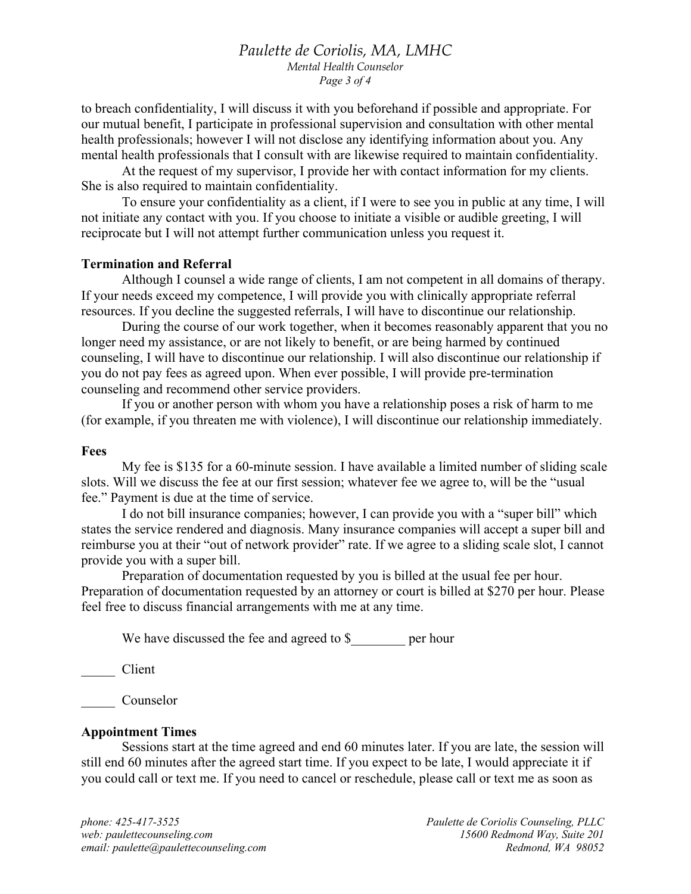to breach confidentiality, I will discuss it with you beforehand if possible and appropriate. For our mutual benefit, I participate in professional supervision and consultation with other mental health professionals; however I will not disclose any identifying information about you. Any mental health professionals that I consult with are likewise required to maintain confidentiality.

At the request of my supervisor, I provide her with contact information for my clients. She is also required to maintain confidentiality.

To ensure your confidentiality as a client, if I were to see you in public at any time, I will not initiate any contact with you. If you choose to initiate a visible or audible greeting, I will reciprocate but I will not attempt further communication unless you request it.

**Termination and Referral**

Although I counsel a wide range of clients, I am not competent in all domains of therapy. If your needs exceed my competence, I will provide you with clinically appropriate referral resources. If you decline the suggested referrals, I will have to discontinue our relationship.

During the course of our work together, when it becomes reasonably apparent that you no longer need my assistance, or are not likely to benefit, or are being harmed by continued counseling, I will have to discontinue our relationship. I will also discontinue our relationship if you do not pay fees as agreed upon. When ever possible, I will provide pre-termination counseling and recommend other service providers.

If you or another person with whom you have a relationship poses a risk of harm to me (for example, if you threaten me with violence), I will discontinue our relationship immediately.

**Fees**

My fee is $135 for a 60-minute session. I have available a limited number of sliding scale slots. Will we discuss the fee at our first session; whatever fee we agree to, will be the "usual fee." Payment is due at the time of service.

I do not bill insurance companies; however, I can provide you with a "super bill" which states the service rendered and diagnosis. Many insurance companies will accept a super bill and reimburse you at their "out of network provider" rate. If we agree to a sliding scale slot, I cannot provide you with a super bill.

Preparation of documentation requested by you is billed at the usual fee per hour. Preparation of documentation requested by an attorney or court is billed at $270 per hour. Please feel free to discuss financial arrangements with me at any time.

We have discussed the fee and agreed to $________ per hour

_____ Client

_____ Counselor

**Appointment Times**

Sessions start at the time agreed and end 60 minutes later. If you are late, the session will still end 60 minutes after the agreed start time. If you expect to be late, I would appreciate it if you could call or text me. If you need to cancel or reschedule, please call or text me as soon as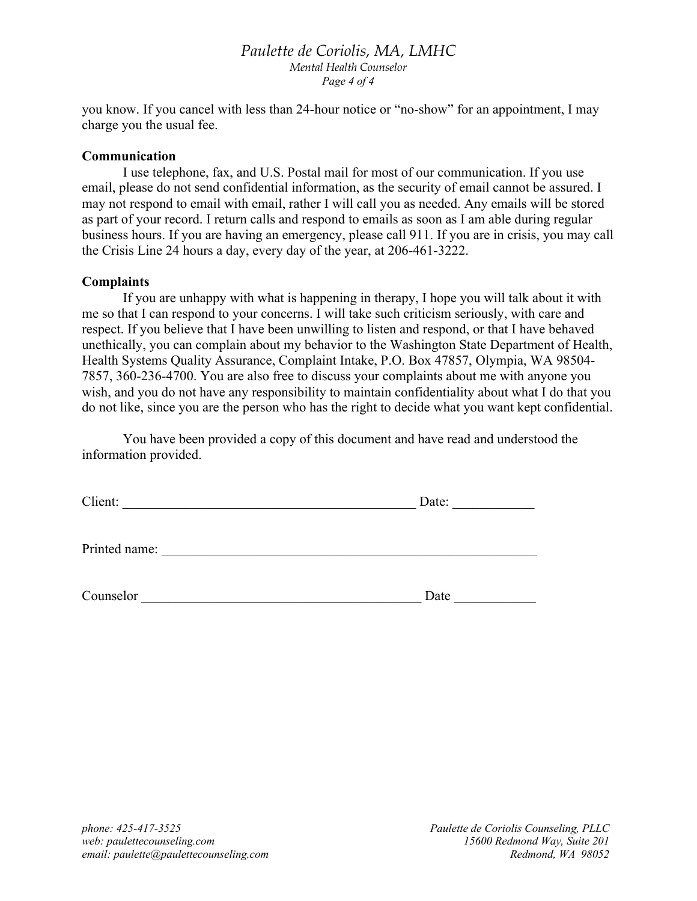you know. If you cancel with less than 24-hour notice or "no-show" for an appointment, I may charge you the usual fee.

**Communication**

I use telephone, fax, and U.S. Postal mail for most of our communication. If you use email, please do not send confidential information, as the security of email cannot be assured. I may not respond to email with email, rather I will call you as needed. Any emails will be stored as part of your record. I return calls and respond to emails as soon as I am able during regular business hours. If you are having an emergency, please call 911. If you are in crisis, you may call the Crisis Line 24 hours a day, every day of the year, at 206-461-3222.

**Complaints**

If you are unhappy with what is happening in therapy, I hope you will talk about it with me so that I can respond to your concerns. I will take such criticism seriously, with care and respect. If you believe that I have been unwilling to listen and respond, or that I have behaved unethically, you can complain about my behavior to the Washington State Department of Health, Health Systems Quality Assurance, Complaint Intake, P.O. Box 47857, Olympia, WA 98504-7857, 360-236-4700. You are also free to discuss your complaints about me with anyone you wish, and you do not have any responsibility to maintain confidentiality about what I do that you do not like, since you are the person who has the right to decide what you want kept confidential.

You have been provided a copy of this document and have read and understood the information provided.

Client: _____________________________________________ Date: ____________

Printed name: _________________________________________________________

Counselor __________________________________________ Date ____________

*phone: 425-417-3525*
*web: paulettecounseling.com*
*email: paulette@paulettecounseling.com*

*Paulette de Coriolis Counseling, PLLC*
*15600 Redmond Way, Suite 201*
*Redmond, WA 98052*